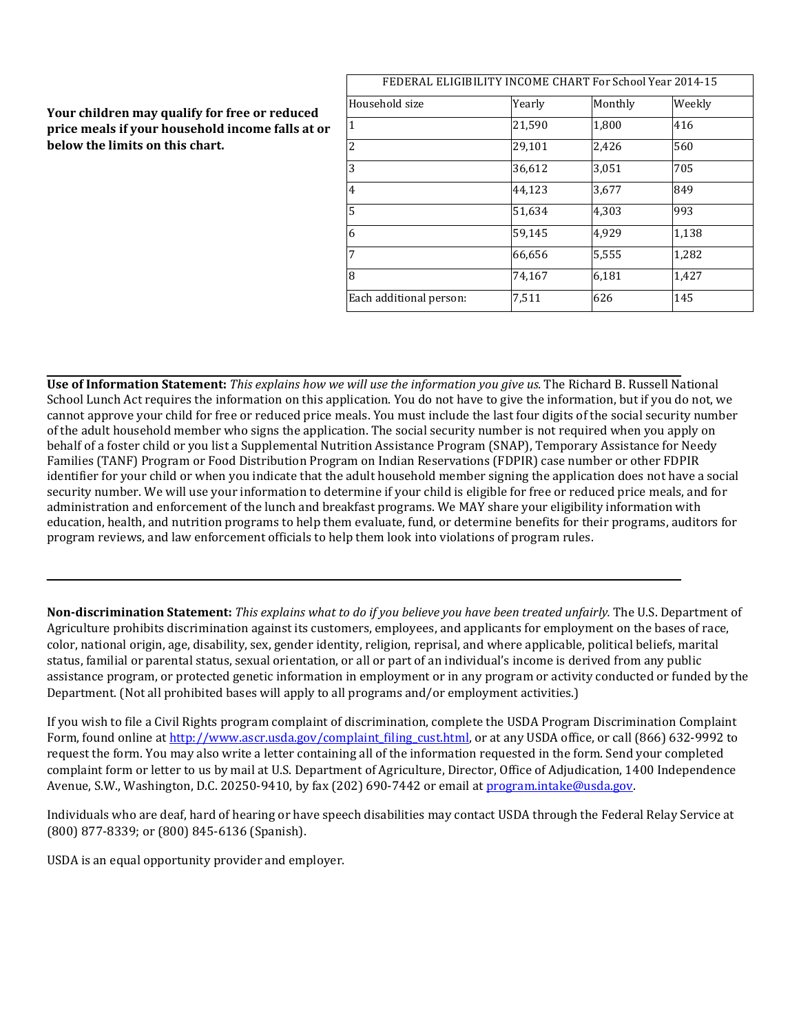**Your children may qualify for free or reduced price meals if your household income falls at or below the limits on this chart.**

| FEDERAL ELIGIBILITY INCOME CHART For School Year 2014-15 | | | |
|---|---|---|---|
| Household size | Yearly | Monthly | Weekly |
| 1 | 21,590 | 1,800 | 416 |
| 2 | 29,101 | 2,426 | 560 |
| 3 | 36,612 | 3,051 | 705 |
| 4 | 44,123 | 3,677 | 849 |
| 5 | 51,634 | 4,303 | 993 |
| 6 | 59,145 | 4,929 | 1,138 |
| 7 | 66,656 | 5,555 | 1,282 |
| 8 | 74,167 | 6,181 | 1,427 |
| Each additional person: | 7,511 | 626 | 145 |

---

**Use of Information Statement:** *This explains how we will use the information you give us.* The Richard B. Russell National School Lunch Act requires the information on this application. You do not have to give the information, but if you do not, we cannot approve your child for free or reduced price meals. You must include the last four digits of the social security number of the adult household member who signs the application. The social security number is not required when you apply on behalf of a foster child or you list a Supplemental Nutrition Assistance Program (SNAP), Temporary Assistance for Needy Families (TANF) Program or Food Distribution Program on Indian Reservations (FDPIR) case number or other FDPIR identifier for your child or when you indicate that the adult household member signing the application does not have a social security number. We will use your information to determine if your child is eligible for free or reduced price meals, and for administration and enforcement of the lunch and breakfast programs. We MAY share your eligibility information with education, health, and nutrition programs to help them evaluate, fund, or determine benefits for their programs, auditors for program reviews, and law enforcement officials to help them look into violations of program rules.

---

**Non-discrimination Statement:** *This explains what to do if you believe you have been treated unfairly.* The U.S. Department of Agriculture prohibits discrimination against its customers, employees, and applicants for employment on the bases of race, color, national origin, age, disability, sex, gender identity, religion, reprisal, and where applicable, political beliefs, marital status, familial or parental status, sexual orientation, or all or part of an individual's income is derived from any public assistance program, or protected genetic information in employment or in any program or activity conducted or funded by the Department. (Not all prohibited bases will apply to all programs and/or employment activities.)

If you wish to file a Civil Rights program complaint of discrimination, complete the USDA Program Discrimination Complaint Form, found online at http://www.ascr.usda.gov/complaint_filing_cust.html, or at any USDA office, or call (866) 632-9992 to request the form. You may also write a letter containing all of the information requested in the form. Send your completed complaint form or letter to us by mail at U.S. Department of Agriculture, Director, Office of Adjudication, 1400 Independence Avenue, S.W., Washington, D.C. 20250-9410, by fax (202) 690-7442 or email at program.intake@usda.gov.

Individuals who are deaf, hard of hearing or have speech disabilities may contact USDA through the Federal Relay Service at (800) 877-8339; or (800) 845-6136 (Spanish).

USDA is an equal opportunity provider and employer.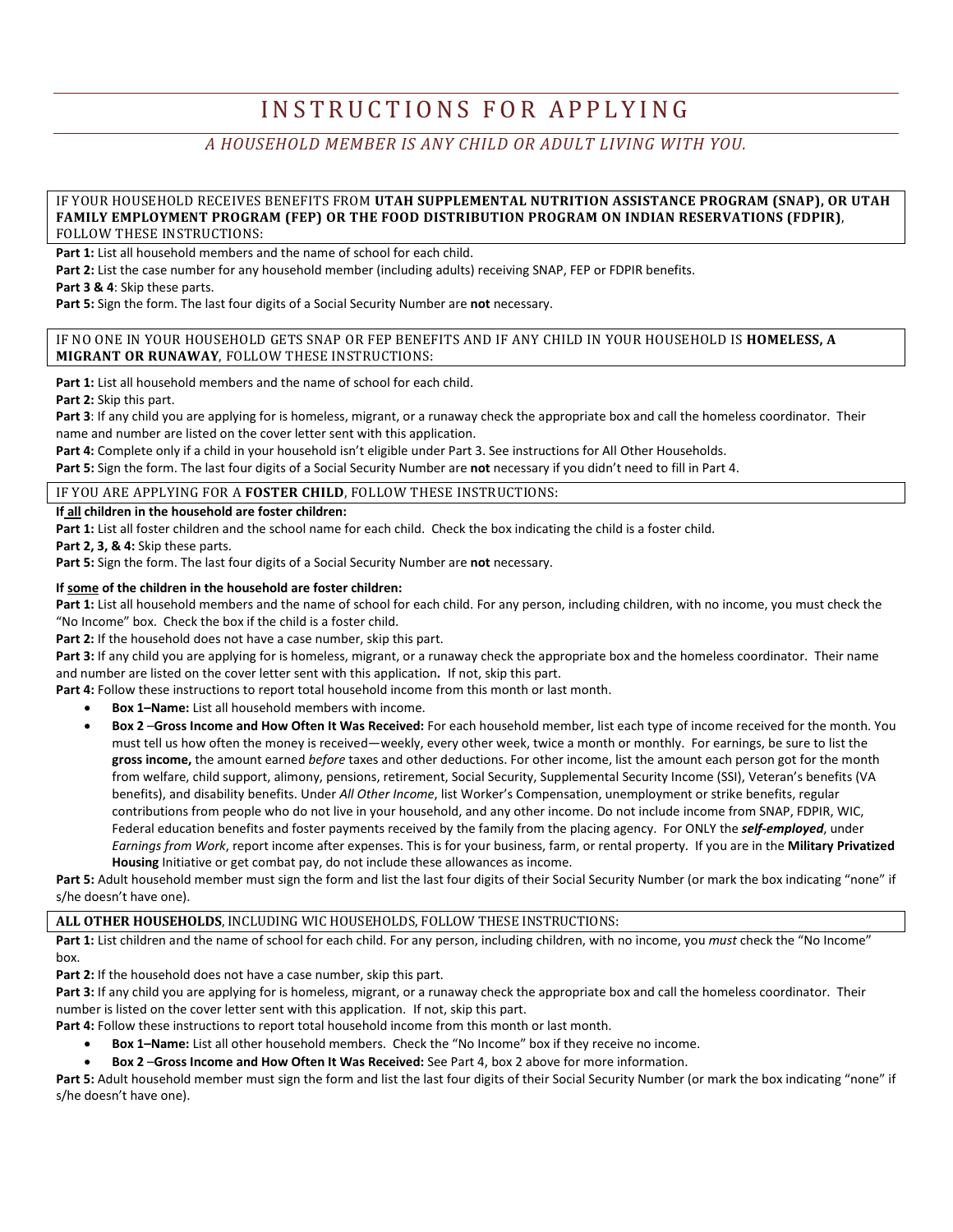# INSTRUCTIONS FOR APPLYING

*A HOUSEHOLD MEMBER IS ANY CHILD OR ADULT LIVING WITH YOU.*

## IF YOUR HOUSEHOLD RECEIVES BENEFITS FROM **UTAH SUPPLEMENTAL NUTRITION ASSISTANCE PROGRAM (SNAP), OR UTAH FAMILY EMPLOYMENT PROGRAM (FEP) OR THE FOOD DISTRIBUTION PROGRAM ON INDIAN RESERVATIONS (FDPIR)**, FOLLOW THESE INSTRUCTIONS:

**Part 1:** List all household members and the name of school for each child.

**Part 2:** List the case number for any household member (including adults) receiving SNAP, FEP or FDPIR benefits.

**Part 3 & 4**: Skip these parts.

**Part 5:** Sign the form. The last four digits of a Social Security Number are **not** necessary.

## IF NO ONE IN YOUR HOUSEHOLD GETS SNAP OR FEP BENEFITS AND IF ANY CHILD IN YOUR HOUSEHOLD IS **HOMELESS, A MIGRANT OR RUNAWAY**, FOLLOW THESE INSTRUCTIONS:

**Part 1:** List all household members and the name of school for each child.

**Part 2:** Skip this part.

**Part 3**: If any child you are applying for is homeless, migrant, or a runaway check the appropriate box and call the homeless coordinator. Their name and number are listed on the cover letter sent with this application.

**Part 4:** Complete only if a child in your household isn't eligible under Part 3. See instructions for All Other Households.

**Part 5:** Sign the form. The last four digits of a Social Security Number are **not** necessary if you didn't need to fill in Part 4.

## IF YOU ARE APPLYING FOR A **FOSTER CHILD**, FOLLOW THESE INSTRUCTIONS:

**If all children in the household are foster children:**

**Part 1:** List all foster children and the school name for each child. Check the box indicating the child is a foster child.

**Part 2, 3, & 4:** Skip these parts.

**Part 5:** Sign the form. The last four digits of a Social Security Number are **not** necessary.

**If some of the children in the household are foster children:**

**Part 1:** List all household members and the name of school for each child. For any person, including children, with no income, you must check the "No Income" box. Check the box if the child is a foster child.

**Part 2:** If the household does not have a case number, skip this part.

**Part 3:** If any child you are applying for is homeless, migrant, or a runaway check the appropriate box and the homeless coordinator. Their name and number are listed on the cover letter sent with this application**.** If not, skip this part.

**Part 4:** Follow these instructions to report total household income from this month or last month.

- **Box 1–Name:** List all household members with income.
- **Box 2** –**Gross Income and How Often It Was Received:** For each household member, list each type of income received for the month. You must tell us how often the money is received—weekly, every other week, twice a month or monthly. For earnings, be sure to list the **gross income,** the amount earned *before* taxes and other deductions. For other income, list the amount each person got for the month from welfare, child support, alimony, pensions, retirement, Social Security, Supplemental Security Income (SSI), Veteran's benefits (VA benefits), and disability benefits. Under *All Other Income*, list Worker's Compensation, unemployment or strike benefits, regular contributions from people who do not live in your household, and any other income. Do not include income from SNAP, FDPIR, WIC, Federal education benefits and foster payments received by the family from the placing agency. For ONLY the ***self-employed***, under *Earnings from Work*, report income after expenses. This is for your business, farm, or rental property. If you are in the **Military Privatized Housing** Initiative or get combat pay, do not include these allowances as income.

**Part 5:** Adult household member must sign the form and list the last four digits of their Social Security Number (or mark the box indicating "none" if s/he doesn't have one).

## **ALL OTHER HOUSEHOLDS**, INCLUDING WIC HOUSEHOLDS, FOLLOW THESE INSTRUCTIONS:

**Part 1:** List children and the name of school for each child. For any person, including children, with no income, you *must* check the "No Income" box.

**Part 2:** If the household does not have a case number, skip this part.

**Part 3:** If any child you are applying for is homeless, migrant, or a runaway check the appropriate box and call the homeless coordinator. Their number is listed on the cover letter sent with this application. If not, skip this part.

**Part 4:** Follow these instructions to report total household income from this month or last month.

- **Box 1–Name:** List all other household members. Check the "No Income" box if they receive no income.
- **Box 2** –**Gross Income and How Often It Was Received:** See Part 4, box 2 above for more information.

**Part 5:** Adult household member must sign the form and list the last four digits of their Social Security Number (or mark the box indicating "none" if s/he doesn't have one).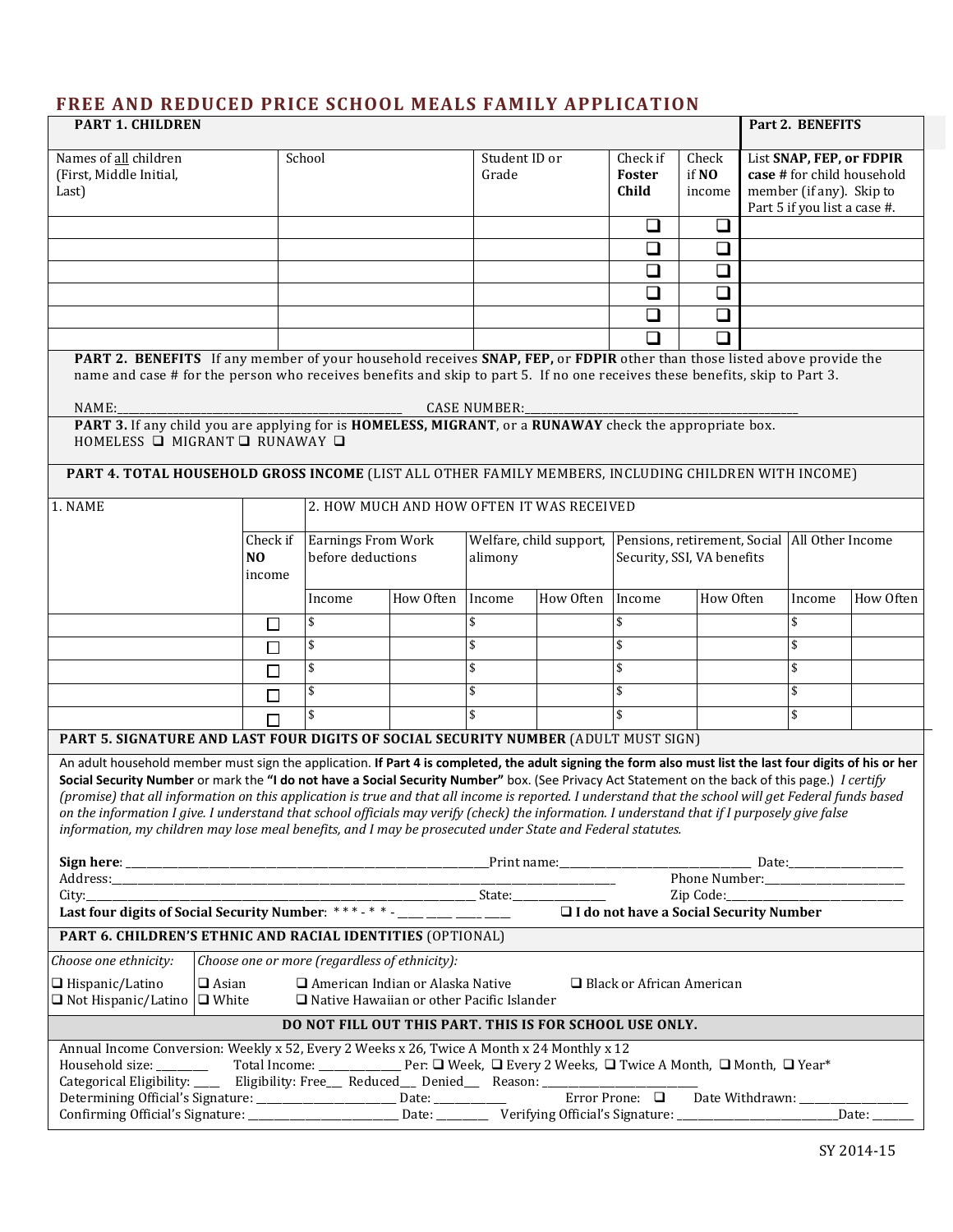# FREE AND REDUCED PRICE SCHOOL MEALS FAMILY APPLICATION

| PART 1. CHILDREN | | | | | Part 2. BENEFITS |
|---|---|---|---|---|---|
| Names of all children (First, Middle Initial, Last) | School | Student ID or Grade | Check if **Foster Child** | Check if **NO** income | List **SNAP, FEP, or FDPIR case #** for child household member (if any). Skip to Part 5 if you list a case #. |
| | | | ❑ | ❑ | |
| | | | ❑ | ❑ | |
| | | | ❑ | ❑ | |
| | | | ❑ | ❑ | |
| | | | ❑ | ❑ | |
| | | | ❑ | ❑ | |

**PART 2. BENEFITS** If any member of your household receives **SNAP, FEP,** or **FDPIR** other than those listed above provide the name and case # for the person who receives benefits and skip to part 5. If no one receives these benefits, skip to Part 3.

NAME:_______________________________________________ CASE NUMBER:______________________________________________

**PART 3.** If any child you are applying for is **HOMELESS, MIGRANT**, or a **RUNAWAY** check the appropriate box.
HOMELESS ❑ MIGRANT ❑ RUNAWAY ❑

**PART 4. TOTAL HOUSEHOLD GROSS INCOME** (LIST ALL OTHER FAMILY MEMBERS, INCLUDING CHILDREN WITH INCOME)

| 1. NAME | | 2. HOW MUCH AND HOW OFTEN IT WAS RECEIVED | | | | | | | |
|---|---|---|---|---|---|---|---|---|---|
| | Check if **NO** income | Earnings From Work before deductions | | Welfare, child support, alimony | | Pensions, retirement, Social Security, SSI, VA benefits | | All Other Income | |
| | | Income | How Often | Income | How Often | Income | How Often | Income | How Often |
| | ☐ | $ | | $ | | $ | | $ | |
| | ☐ | $ | | $ | | $ | | $ | |
| | ☐ | $ | | $ | | $ | | $ | |
| | ☐ | $ | | $ | | $ | | $ | |
| | ☐ | $ | | $ | | $ | | $ | |

**PART 5. SIGNATURE AND LAST FOUR DIGITS OF SOCIAL SECURITY NUMBER** (ADULT MUST SIGN)

An adult household member must sign the application. **If Part 4 is completed, the adult signing the form also must list the last four digits of his or her Social Security Number** or mark the **"I do not have a Social Security Number"** box. (See Privacy Act Statement on the back of this page.) *I certify (promise) that all information on this application is true and that all income is reported. I understand that the school will get Federal funds based on the information I give. I understand that school officials may verify (check) the information. I understand that if I purposely give false information, my children may lose meal benefits, and I may be prosecuted under State and Federal statutes.*

**Sign here**: _______________________________________________Print name:_____________________________ Date:_________________
Address:_________________________________________________________________________ Phone Number:_______________________
City:_______________________________________________________________ State:______________ Zip Code:____________________________
**Last four digits of Social Security Number**: * * * - * * - ____ ____ ____ ____ ❑ **I do not have a Social Security Number**

**PART 6. CHILDREN'S ETHNIC AND RACIAL IDENTITIES** (OPTIONAL)

| *Choose one ethnicity:* | *Choose one or more (regardless of ethnicity):* |
|---|---|
| ❑ Hispanic/Latino<br>❑ Not Hispanic/Latino | ❑ Asian ❑ American Indian or Alaska Native ❑ Black or African American<br>❑ White ❑ Native Hawaiian or other Pacific Islander |

**DO NOT FILL OUT THIS PART. THIS IS FOR SCHOOL USE ONLY.**

Annual Income Conversion: Weekly x 52, Every 2 Weeks x 26, Twice A Month x 24 Monthly x 12
Household size: ________ Total Income: ______________ Per: ❑ Week, ❑ Every 2 Weeks, ❑ Twice A Month, ❑ Month, ❑ Year*
Categorical Eligibility: ____ Eligibility: Free___ Reduced___ Denied___ Reason: ___________________________
Determining Official's Signature: ________________________ Date: ____________ Error Prone: ❑ Date Withdrawn: __________________
Confirming Official's Signature: __________________________ Date: ________ Verifying Official's Signature: ___________________________Date: _______

SY 2014-15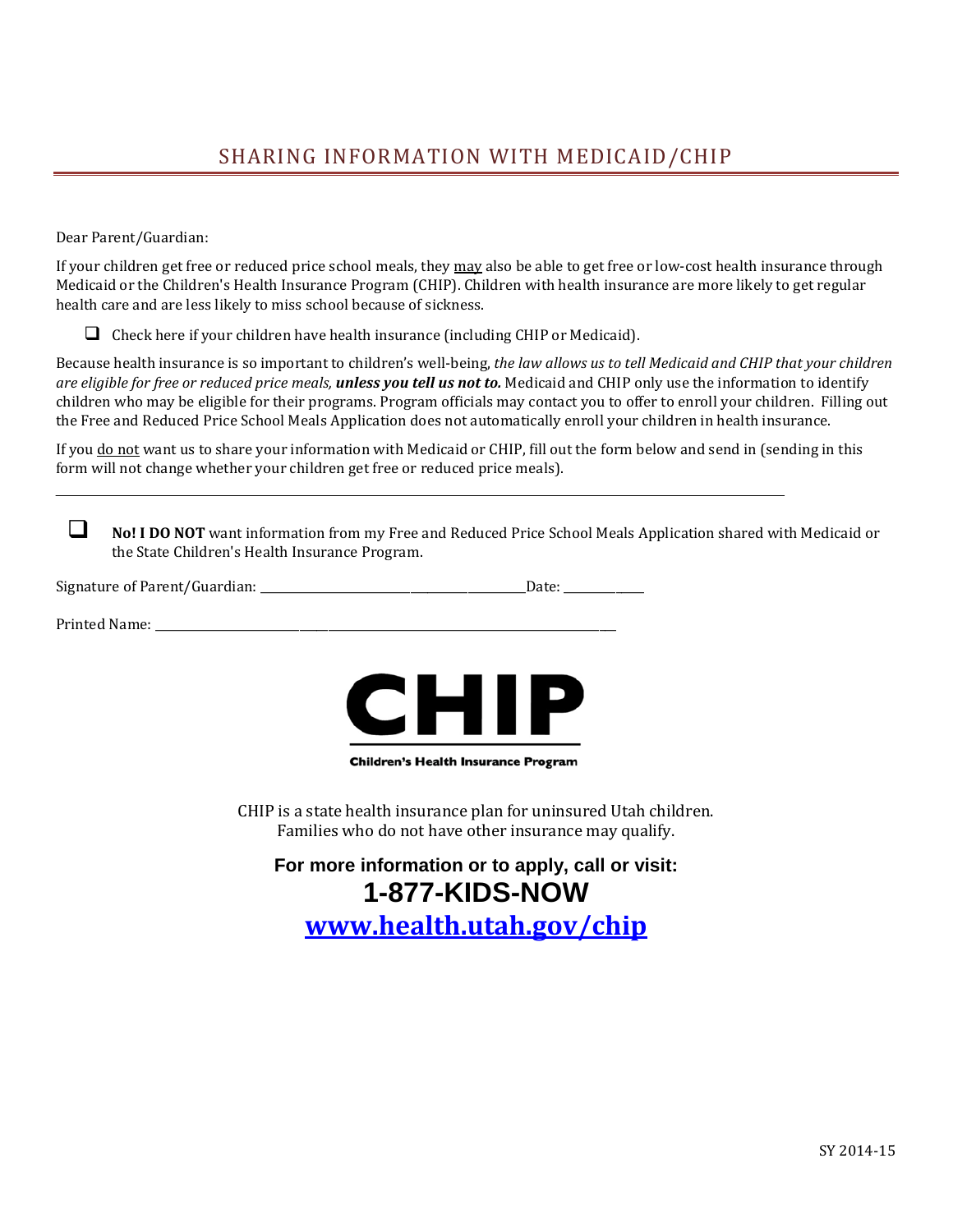# SHARING INFORMATION WITH MEDICAID/CHIP

Dear Parent/Guardian:

If your children get free or reduced price school meals, they may also be able to get free or low-cost health insurance through Medicaid or the Children's Health Insurance Program (CHIP). Children with health insurance are more likely to get regular health care and are less likely to miss school because of sickness.

☐ Check here if your children have health insurance (including CHIP or Medicaid).

Because health insurance is so important to children's well-being, *the law allows us to tell Medicaid and CHIP that your children are eligible for free or reduced price meals,* ***unless you tell us not to.*** Medicaid and CHIP only use the information to identify children who may be eligible for their programs. Program officials may contact you to offer to enroll your children. Filling out the Free and Reduced Price School Meals Application does not automatically enroll your children in health insurance.

If you do not want us to share your information with Medicaid or CHIP, fill out the form below and send in (sending in this form will not change whether your children get free or reduced price meals).

---

☐ **No! I DO NOT** want information from my Free and Reduced Price School Meals Application shared with Medicaid or the State Children's Health Insurance Program.

Signature of Parent/Guardian: ______________________________ Date: __________

Printed Name: ____________________________________________

**CHIP**

**Children's Health Insurance Program**

CHIP is a state health insurance plan for uninsured Utah children.
Families who do not have other insurance may qualify.

**For more information or to apply, call or visit:**

**1-877-KIDS-NOW**

**www.health.utah.gov/chip**

SY 2014-15